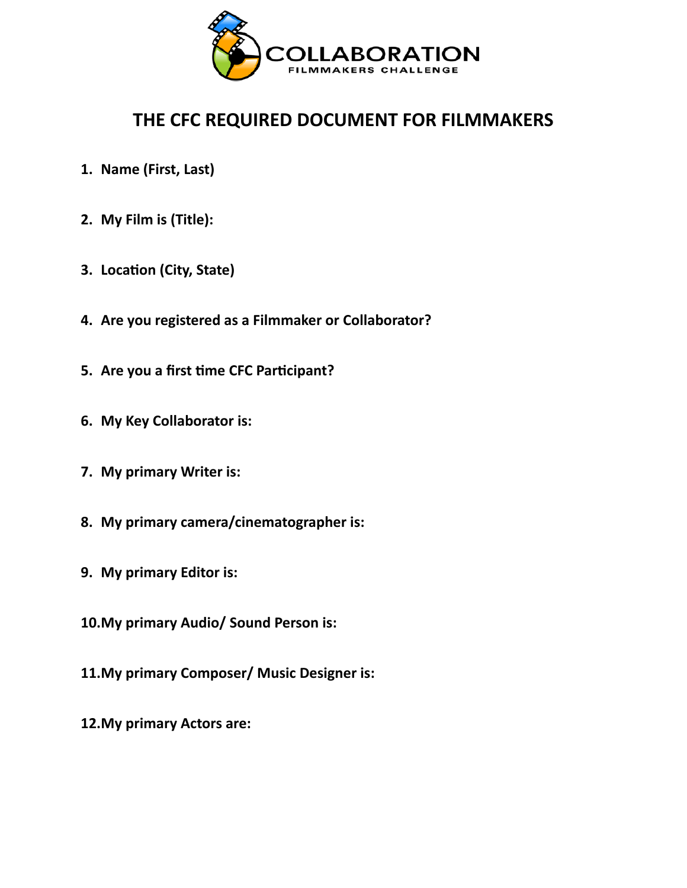COLLABORATION

FILMMAKERS CHALLENGE

# THE CFC REQUIRED DOCUMENT FOR FILMMAKERS

1. **Name (First, Last)**
2. **My Film is (Title):**
3. **Location (City, State)**
4. **Are you registered as a Filmmaker or Collaborator?**
5. **Are you a first time CFC Participant?**
6. **My Key Collaborator is:**
7. **My primary Writer is:**
8. **My primary camera/cinematographer is:**
9. **My primary Editor is:**
10. **My primary Audio/ Sound Person is:**
11. **My primary Composer/ Music Designer is:**
12. **My primary Actors are:**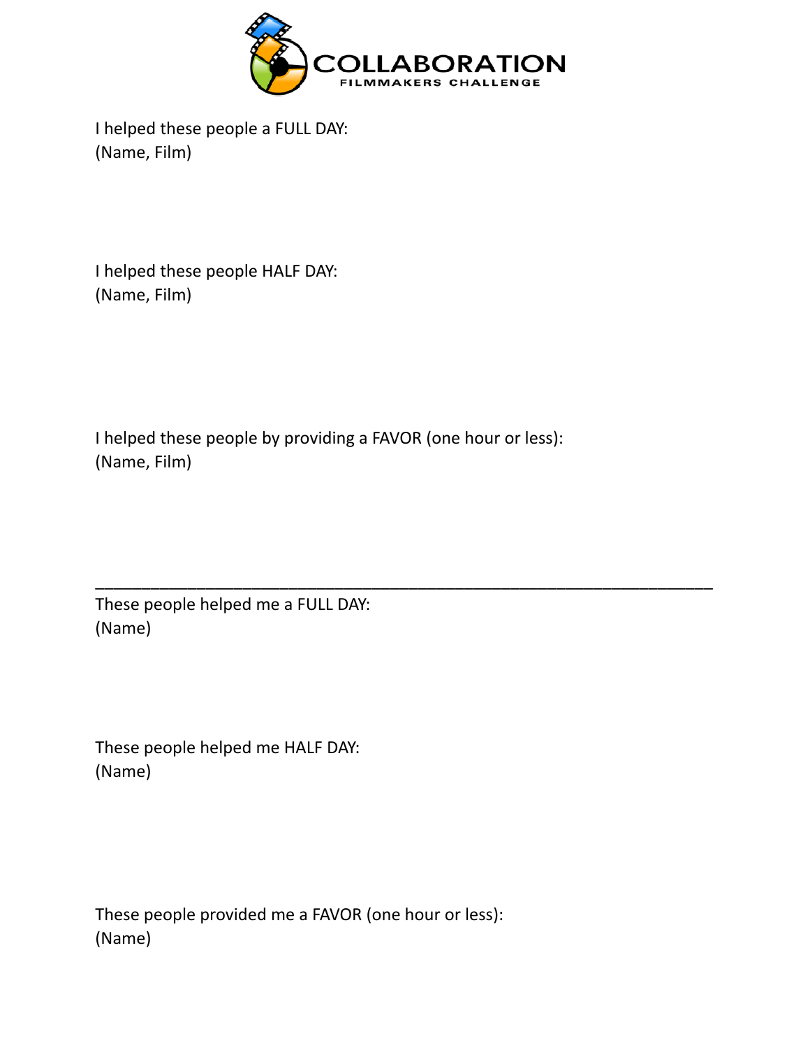COLLABORATION
FILMMAKERS CHALLENGE

I helped these people a FULL DAY:
(Name, Film)

I helped these people HALF DAY:
(Name, Film)

I helped these people by providing a FAVOR (one hour or less):
(Name, Film)

---

These people helped me a FULL DAY:
(Name)

These people helped me HALF DAY:
(Name)

These people provided me a FAVOR (one hour or less):
(Name)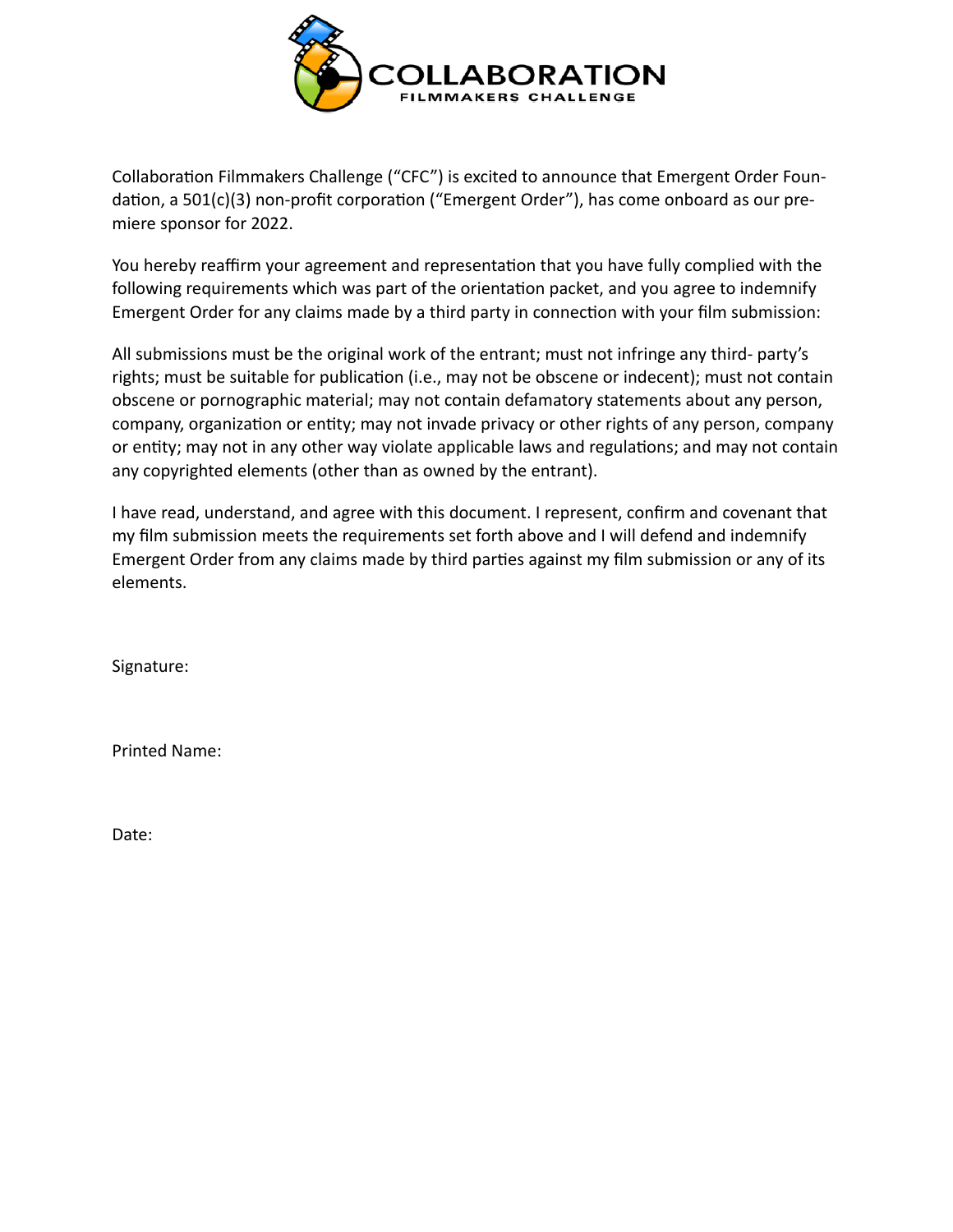Collaboration Filmmakers Challenge ("CFC") is excited to announce that Emergent Order Foundation, a 501(c)(3) non-profit corporation ("Emergent Order"), has come onboard as our premiere sponsor for 2022.

You hereby reaffirm your agreement and representation that you have fully complied with the following requirements which was part of the orientation packet, and you agree to indemnify Emergent Order for any claims made by a third party in connection with your film submission:

All submissions must be the original work of the entrant; must not infringe any third- party's rights; must be suitable for publication (i.e., may not be obscene or indecent); must not contain obscene or pornographic material; may not contain defamatory statements about any person, company, organization or entity; may not invade privacy or other rights of any person, company or entity; may not in any other way violate applicable laws and regulations; and may not contain any copyrighted elements (other than as owned by the entrant).

I have read, understand, and agree with this document. I represent, confirm and covenant that my film submission meets the requirements set forth above and I will defend and indemnify Emergent Order from any claims made by third parties against my film submission or any of its elements.

Signature:

Printed Name:

Date: